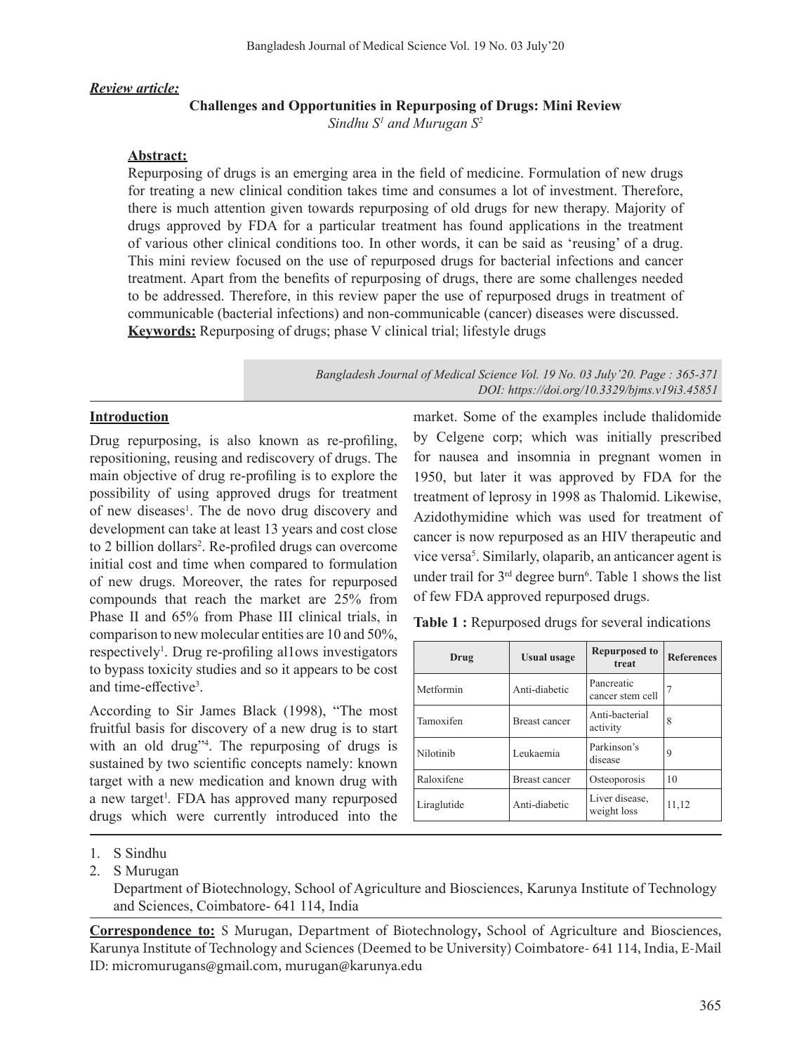***Review article:***

# Challenges and Opportunities in Repurposing of Drugs: Mini Review

*Sindhu S[1] and Murugan S[2]*

## Abstract:

Repurposing of drugs is an emerging area in the field of medicine. Formulation of new drugs for treating a new clinical condition takes time and consumes a lot of investment. Therefore, there is much attention given towards repurposing of old drugs for new therapy. Majority of drugs approved by FDA for a particular treatment has found applications in the treatment of various other clinical conditions too. In other words, it can be said as 'reusing' of a drug. This mini review focused on the use of repurposed drugs for bacterial infections and cancer treatment. Apart from the benefits of repurposing of drugs, there are some challenges needed to be addressed. Therefore, in this review paper the use of repurposed drugs in treatment of communicable (bacterial infections) and non-communicable (cancer) diseases were discussed.

**Keywords:** Repurposing of drugs; phase V clinical trial; lifestyle drugs

*Bangladesh Journal of Medical Science Vol. 19 No. 03 July'20. Page : 365-371*
*DOI: https://doi.org/10.3329/bjms.v19i3.45851*

## Introduction

Drug repurposing, is also known as re-profiling, repositioning, reusing and rediscovery of drugs. The main objective of drug re-profiling is to explore the possibility of using approved drugs for treatment of new diseases[1]. The de novo drug discovery and development can take at least 13 years and cost close to 2 billion dollars[2]. Re-profiled drugs can overcome initial cost and time when compared to formulation of new drugs. Moreover, the rates for repurposed compounds that reach the market are 25% from Phase II and 65% from Phase III clinical trials, in comparison to new molecular entities are 10 and 50%, respectively[1]. Drug re-profiling al1ows investigators to bypass toxicity studies and so it appears to be cost and time-effective[3].

According to Sir James Black (1998), "The most fruitful basis for discovery of a new drug is to start with an old drug"[4]. The repurposing of drugs is sustained by two scientific concepts namely: known target with a new medication and known drug with a new target[1]. FDA has approved many repurposed drugs which were currently introduced into the market. Some of the examples include thalidomide by Celgene corp; which was initially prescribed for nausea and insomnia in pregnant women in 1950, but later it was approved by FDA for the treatment of leprosy in 1998 as Thalomid. Likewise, Azidothymidine which was used for treatment of cancer is now repurposed as an HIV therapeutic and vice versa[5]. Similarly, olaparib, an anticancer agent is under trail for 3[rd] degree burn[6]. Table 1 shows the list of few FDA approved repurposed drugs.

**Table 1 :** Repurposed drugs for several indications

| Drug | Usual usage | Repurposed to treat | References |
|---|---|---|---|
| Metformin | Anti-diabetic | Pancreatic cancer stem cell | 7 |
| Tamoxifen | Breast cancer | Anti-bacterial activity | 8 |
| Nilotinib | Leukaemia | Parkinson's disease | 9 |
| Raloxifene | Breast cancer | Osteoporosis | 10 |
| Liraglutide | Anti-diabetic | Liver disease, weight loss | 11,12 |

1. S Sindhu
2. S Murugan

   Department of Biotechnology, School of Agriculture and Biosciences, Karunya Institute of Technology and Sciences, Coimbatore- 641 114, India

**Correspondence to:** S Murugan, Department of Biotechnology**,** School of Agriculture and Biosciences, Karunya Institute of Technology and Sciences (Deemed to be University) Coimbatore- 641 114, India, E-Mail ID: micromurugans@gmail.com, murugan@karunya.edu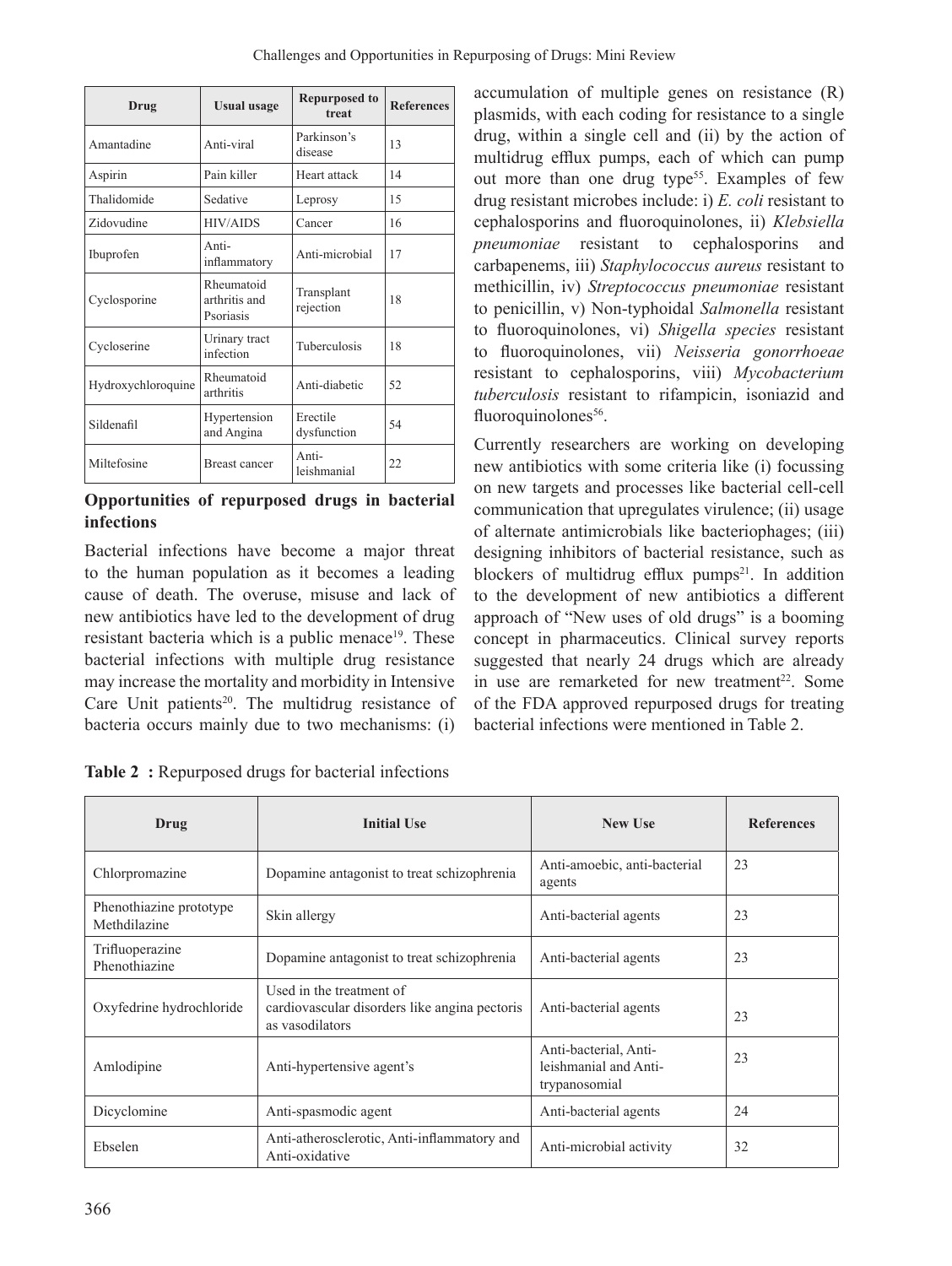| Drug | Usual usage | Repurposed to treat | References |
|---|---|---|---|
| Amantadine | Anti-viral | Parkinson's disease | 13 |
| Aspirin | Pain killer | Heart attack | 14 |
| Thalidomide | Sedative | Leprosy | 15 |
| Zidovudine | HIV/AIDS | Cancer | 16 |
| Ibuprofen | Anti-inflammatory | Anti-microbial | 17 |
| Cyclosporine | Rheumatoid arthritis and Psoriasis | Transplant rejection | 18 |
| Cycloserine | Urinary tract infection | Tuberculosis | 18 |
| Hydroxychloroquine | Rheumatoid arthritis | Anti-diabetic | 52 |
| Sildenafil | Hypertension and Angina | Erectile dysfunction | 54 |
| Miltefosine | Breast cancer | Anti-leishmanial | 22 |

**Opportunities of repurposed drugs in bacterial infections**

Bacterial infections have become a major threat to the human population as it becomes a leading cause of death. The overuse, misuse and lack of new antibiotics have led to the development of drug resistant bacteria which is a public menace[19]. These bacterial infections with multiple drug resistance may increase the mortality and morbidity in Intensive Care Unit patients[20]. The multidrug resistance of bacteria occurs mainly due to two mechanisms: (i) accumulation of multiple genes on resistance (R) plasmids, with each coding for resistance to a single drug, within a single cell and (ii) by the action of multidrug efflux pumps, each of which can pump out more than one drug type[55]. Examples of few drug resistant microbes include: i) *E. coli* resistant to cephalosporins and fluoroquinolones, ii) *Klebsiella pneumoniae* resistant to cephalosporins and carbapenems, iii) *Staphylococcus aureus* resistant to methicillin, iv) *Streptococcus pneumoniae* resistant to penicillin, v) Non-typhoidal *Salmonella* resistant to fluoroquinolones, vi) *Shigella species* resistant to fluoroquinolones, vii) *Neisseria gonorrhoeae* resistant to cephalosporins, viii) *Mycobacterium tuberculosis* resistant to rifampicin, isoniazid and fluoroquinolones[56].

Currently researchers are working on developing new antibiotics with some criteria like (i) focussing on new targets and processes like bacterial cell-cell communication that upregulates virulence; (ii) usage of alternate antimicrobials like bacteriophages; (iii) designing inhibitors of bacterial resistance, such as blockers of multidrug efflux pumps[21]. In addition to the development of new antibiotics a different approach of "New uses of old drugs" is a booming concept in pharmaceutics. Clinical survey reports suggested that nearly 24 drugs which are already in use are remarketed for new treatment[22]. Some of the FDA approved repurposed drugs for treating bacterial infections were mentioned in Table 2.

**Table 2 :** Repurposed drugs for bacterial infections

| Drug | Initial Use | New Use | References |
|---|---|---|---|
| Chlorpromazine | Dopamine antagonist to treat schizophrenia | Anti-amoebic, anti-bacterial agents | 23 |
| Phenothiazine prototype Methdilazine | Skin allergy | Anti-bacterial agents | 23 |
| Trifluoperazine Phenothiazine | Dopamine antagonist to treat schizophrenia | Anti-bacterial agents | 23 |
| Oxyfedrine hydrochloride | Used in the treatment of cardiovascular disorders like angina pectoris as vasodilators | Anti-bacterial agents | 23 |
| Amlodipine | Anti-hypertensive agent's | Anti-bacterial, Anti-leishmanial and Anti-trypanosomial | 23 |
| Dicyclomine | Anti-spasmodic agent | Anti-bacterial agents | 24 |
| Ebselen | Anti-atherosclerotic, Anti-inflammatory and Anti-oxidative | Anti-microbial activity | 32 |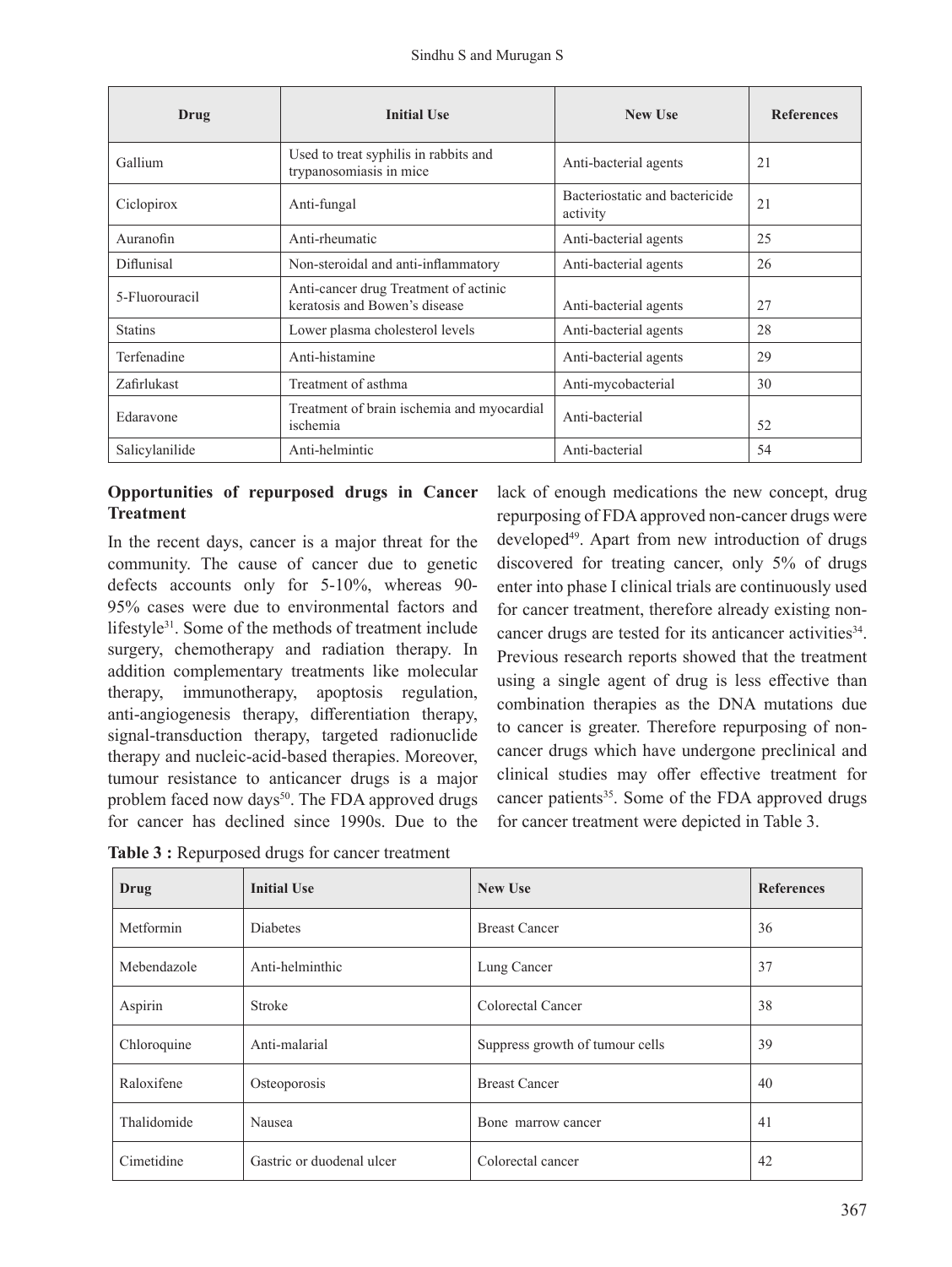| Drug | Initial Use | New Use | References |
|---|---|---|---|
| Gallium | Used to treat syphilis in rabbits and trypanosomiasis in mice | Anti-bacterial agents | 21 |
| Ciclopirox | Anti-fungal | Bacteriostatic and bactericide activity | 21 |
| Auranofin | Anti-rheumatic | Anti-bacterial agents | 25 |
| Diflunisal | Non-steroidal and anti-inflammatory | Anti-bacterial agents | 26 |
| 5-Fluorouracil | Anti-cancer drug Treatment of actinic keratosis and Bowen's disease | Anti-bacterial agents | 27 |
| Statins | Lower plasma cholesterol levels | Anti-bacterial agents | 28 |
| Terfenadine | Anti-histamine | Anti-bacterial agents | 29 |
| Zafirlukast | Treatment of asthma | Anti-mycobacterial | 30 |
| Edaravone | Treatment of brain ischemia and myocardial ischemia | Anti-bacterial | 52 |
| Salicylanilide | Anti-helmintic | Anti-bacterial | 54 |

### Opportunities of repurposed drugs in Cancer Treatment

In the recent days, cancer is a major threat for the community. The cause of cancer due to genetic defects accounts only for 5-10%, whereas 90-95% cases were due to environmental factors and lifestyle[31]. Some of the methods of treatment include surgery, chemotherapy and radiation therapy. In addition complementary treatments like molecular therapy, immunotherapy, apoptosis regulation, anti-angiogenesis therapy, differentiation therapy, signal-transduction therapy, targeted radionuclide therapy and nucleic-acid-based therapies. Moreover, tumour resistance to anticancer drugs is a major problem faced now days[50]. The FDA approved drugs for cancer has declined since 1990s. Due to the lack of enough medications the new concept, drug repurposing of FDA approved non-cancer drugs were developed[49]. Apart from new introduction of drugs discovered for treating cancer, only 5% of drugs enter into phase I clinical trials are continuously used for cancer treatment, therefore already existing non-cancer drugs are tested for its anticancer activities[34]. Previous research reports showed that the treatment using a single agent of drug is less effective than combination therapies as the DNA mutations due to cancer is greater. Therefore repurposing of non-cancer drugs which have undergone preclinical and clinical studies may offer effective treatment for cancer patients[35]. Some of the FDA approved drugs for cancer treatment were depicted in Table 3.

**Table 3 :** Repurposed drugs for cancer treatment

| Drug | Initial Use | New Use | References |
|---|---|---|---|
| Metformin | Diabetes | Breast Cancer | 36 |
| Mebendazole | Anti-helminthic | Lung Cancer | 37 |
| Aspirin | Stroke | Colorectal Cancer | 38 |
| Chloroquine | Anti-malarial | Suppress growth of tumour cells | 39 |
| Raloxifene | Osteoporosis | Breast Cancer | 40 |
| Thalidomide | Nausea | Bone marrow cancer | 41 |
| Cimetidine | Gastric or duodenal ulcer | Colorectal cancer | 42 |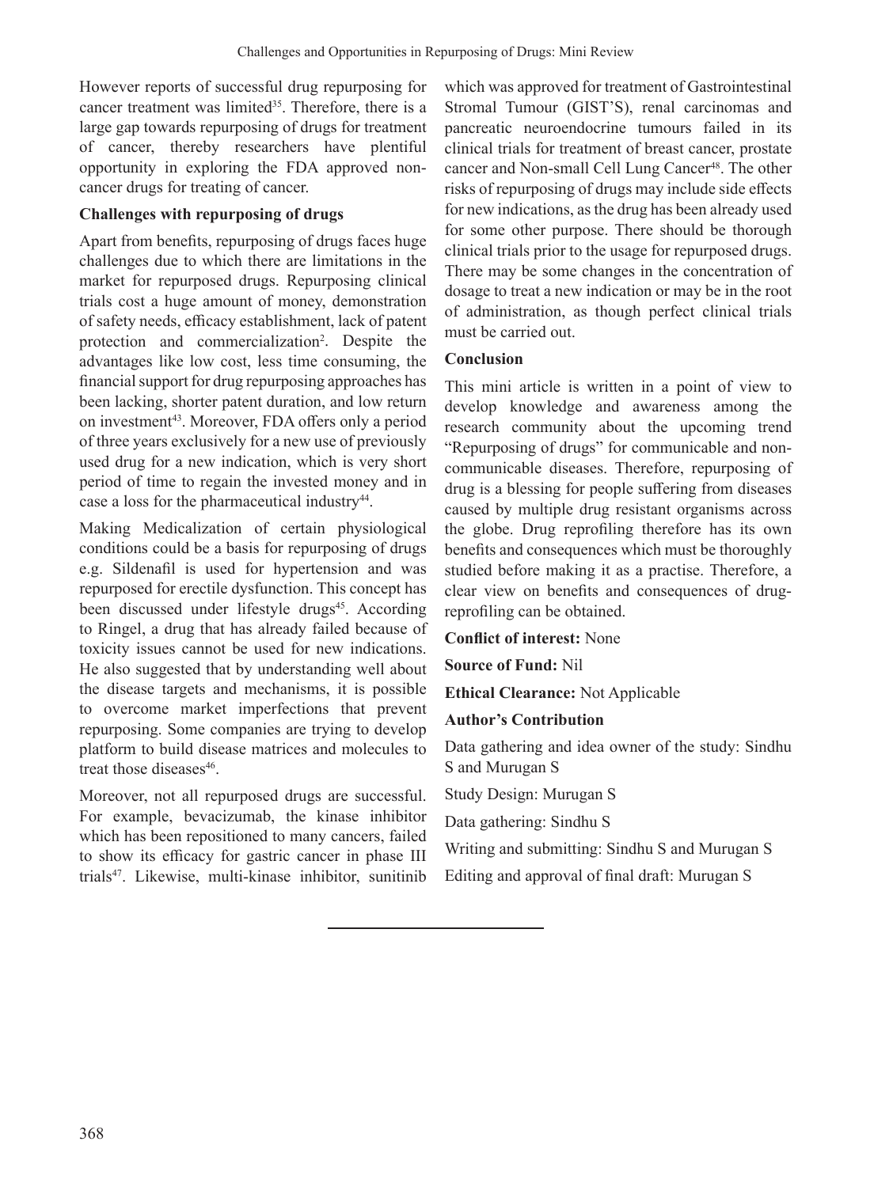However reports of successful drug repurposing for cancer treatment was limited[35]. Therefore, there is a large gap towards repurposing of drugs for treatment of cancer, thereby researchers have plentiful opportunity in exploring the FDA approved non-cancer drugs for treating of cancer.

**Challenges with repurposing of drugs**

Apart from benefits, repurposing of drugs faces huge challenges due to which there are limitations in the market for repurposed drugs. Repurposing clinical trials cost a huge amount of money, demonstration of safety needs, efficacy establishment, lack of patent protection and commercialization[2]. Despite the advantages like low cost, less time consuming, the financial support for drug repurposing approaches has been lacking, shorter patent duration, and low return on investment[43]. Moreover, FDA offers only a period of three years exclusively for a new use of previously used drug for a new indication, which is very short period of time to regain the invested money and in case a loss for the pharmaceutical industry[44].

Making Medicalization of certain physiological conditions could be a basis for repurposing of drugs e.g. Sildenafil is used for hypertension and was repurposed for erectile dysfunction. This concept has been discussed under lifestyle drugs[45]. According to Ringel, a drug that has already failed because of toxicity issues cannot be used for new indications. He also suggested that by understanding well about the disease targets and mechanisms, it is possible to overcome market imperfections that prevent repurposing. Some companies are trying to develop platform to build disease matrices and molecules to treat those diseases[46].

Moreover, not all repurposed drugs are successful. For example, bevacizumab, the kinase inhibitor which has been repositioned to many cancers, failed to show its efficacy for gastric cancer in phase III trials[47]. Likewise, multi-kinase inhibitor, sunitinib which was approved for treatment of Gastrointestinal Stromal Tumour (GIST'S), renal carcinomas and pancreatic neuroendocrine tumours failed in its clinical trials for treatment of breast cancer, prostate cancer and Non-small Cell Lung Cancer[48]. The other risks of repurposing of drugs may include side effects for new indications, as the drug has been already used for some other purpose. There should be thorough clinical trials prior to the usage for repurposed drugs. There may be some changes in the concentration of dosage to treat a new indication or may be in the root of administration, as though perfect clinical trials must be carried out.

**Conclusion**

This mini article is written in a point of view to develop knowledge and awareness among the research community about the upcoming trend "Repurposing of drugs" for communicable and non-communicable diseases. Therefore, repurposing of drug is a blessing for people suffering from diseases caused by multiple drug resistant organisms across the globe. Drug reprofiling therefore has its own benefits and consequences which must be thoroughly studied before making it as a practise. Therefore, a clear view on benefits and consequences of drug-reprofiling can be obtained.

**Conflict of interest:** None

**Source of Fund:** Nil

**Ethical Clearance:** Not Applicable

**Author's Contribution**

Data gathering and idea owner of the study: Sindhu S and Murugan S

Study Design: Murugan S

Data gathering: Sindhu S

Writing and submitting: Sindhu S and Murugan S

Editing and approval of final draft: Murugan S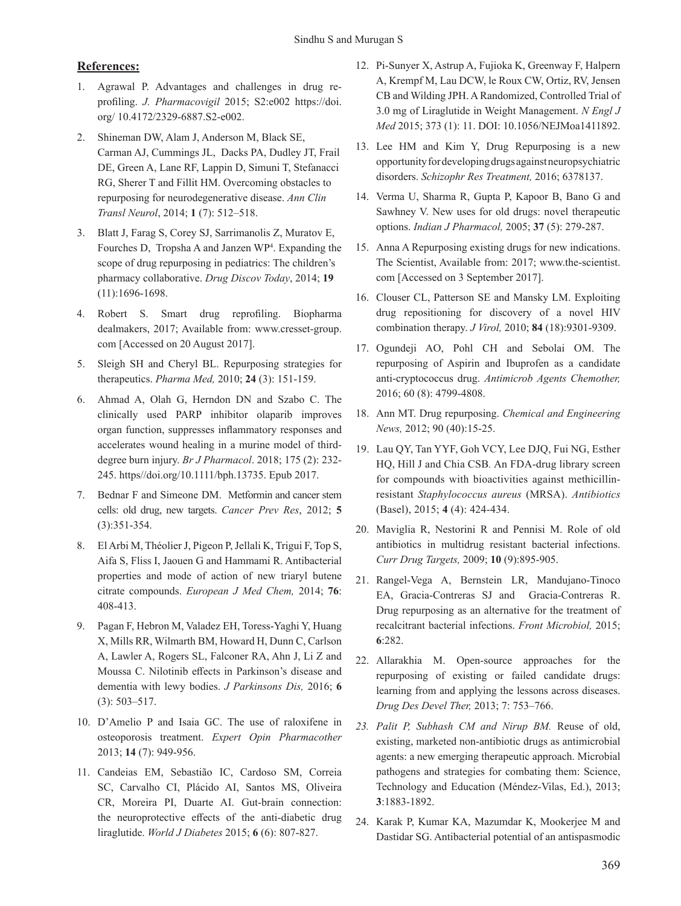## References:

1. Agrawal P. Advantages and challenges in drug re-profiling. *J. Pharmacovigil* 2015; S2:e002 https://doi.org/ 10.4172/2329-6887.S2-e002.

2. Shineman DW, Alam J, Anderson M, Black SE, Carman AJ, Cummings JL, Dacks PA, Dudley JT, Frail DE, Green A, Lane RF, Lappin D, Simuni T, Stefanacci RG, Sherer T and Fillit HM. Overcoming obstacles to repurposing for neurodegenerative disease. *Ann Clin Transl Neurol*, 2014; **1** (7): 512–518.

3. Blatt J, Farag S, Corey SJ, Sarrimanolis Z, Muratov E, Fourches D, Tropsha A and Janzen WP[4]. Expanding the scope of drug repurposing in pediatrics: The children's pharmacy collaborative. *Drug Discov Today*, 2014; **19** (11):1696-1698.

4. Robert S. Smart drug reprofiling. Biopharma dealmakers, 2017; Available from: www.cresset-group.com [Accessed on 20 August 2017].

5. Sleigh SH and Cheryl BL. Repurposing strategies for therapeutics. *Pharma Med,* 2010; **24** (3): 151-159.

6. Ahmad A, Olah G, Herndon DN and Szabo C. The clinically used PARP inhibitor olaparib improves organ function, suppresses inflammatory responses and accelerates wound healing in a murine model of third-degree burn injury. *Br J Pharmacol*. 2018; 175 (2): 232-245. https//doi.org/10.1111/bph.13735. Epub 2017.

7. Bednar F and Simeone DM. Metformin and cancer stem cells: old drug, new targets. *Cancer Prev Res*, 2012; **5** (3):351-354.

8. El Arbi M, Théolier J, Pigeon P, Jellali K, Trigui F, Top S, Aifa S, Fliss I, Jaouen G and Hammami R. Antibacterial properties and mode of action of new triaryl butene citrate compounds. *European J Med Chem,* 2014; **76**: 408-413.

9. Pagan F, Hebron M, Valadez EH, Toress-Yaghi Y, Huang X, Mills RR, Wilmarth BM, Howard H, Dunn C, Carlson A, Lawler A, Rogers SL, Falconer RA, Ahn J, Li Z and Moussa C. Nilotinib effects in Parkinson's disease and dementia with lewy bodies. *J Parkinsons Dis,* 2016; **6** (3): 503–517.

10. D'Amelio P and Isaia GC. The use of raloxifene in osteoporosis treatment. *Expert Opin Pharmacother* 2013; **14** (7): 949-956.

11. Candeias EM, Sebastião IC, Cardoso SM, Correia SC, Carvalho CI, Plácido AI, Santos MS, Oliveira CR, Moreira PI, Duarte AI. Gut-brain connection: the neuroprotective effects of the anti-diabetic drug liraglutide. *World J Diabetes* 2015; **6** (6): 807-827.

12. Pi-Sunyer X, Astrup A, Fujioka K, Greenway F, Halpern A, Krempf M, Lau DCW, le Roux CW, Ortiz, RV, Jensen CB and Wilding JPH. A Randomized, Controlled Trial of 3.0 mg of Liraglutide in Weight Management. *N Engl J Med* 2015; 373 (1): 11. DOI: 10.1056/NEJMoa1411892.

13. Lee HM and Kim Y, Drug Repurposing is a new opportunity for developing drugs against neuropsychiatric disorders. *Schizophr Res Treatment,* 2016; 6378137.

14. Verma U, Sharma R, Gupta P, Kapoor B, Bano G and Sawhney V. New uses for old drugs: novel therapeutic options. *Indian J Pharmacol,* 2005; **37** (5): 279-287.

15. Anna A Repurposing existing drugs for new indications. The Scientist, Available from: 2017; www.the-scientist.com [Accessed on 3 September 2017].

16. Clouser CL, Patterson SE and Mansky LM. Exploiting drug repositioning for discovery of a novel HIV combination therapy. *J Virol,* 2010; **84** (18):9301-9309.

17. Ogundeji AO, Pohl CH and Sebolai OM. The repurposing of Aspirin and Ibuprofen as a candidate anti-cryptococcus drug. *Antimicrob Agents Chemother,* 2016; 60 (8): 4799-4808.

18. Ann MT. Drug repurposing. *Chemical and Engineering News,* 2012; 90 (40):15-25.

19. Lau QY, Tan YYF, Goh VCY, Lee DJQ, Fui NG, Esther HQ, Hill J and Chia CSB. An FDA-drug library screen for compounds with bioactivities against methicillin-resistant *Staphylococcus aureus* (MRSA). *Antibiotics* (Basel), 2015; **4** (4): 424-434.

20. Maviglia R, Nestorini R and Pennisi M. Role of old antibiotics in multidrug resistant bacterial infections. *Curr Drug Targets,* 2009; **10** (9):895-905.

21. Rangel-Vega A, Bernstein LR, Mandujano-Tinoco EA, Gracia-Contreras SJ and Gracia-Contreras R. Drug repurposing as an alternative for the treatment of recalcitrant bacterial infections. *Front Microbiol,* 2015; **6**:282.

22. Allarakhia M. Open-source approaches for the repurposing of existing or failed candidate drugs: learning from and applying the lessons across diseases. *Drug Des Devel Ther,* 2013; 7: 753–766.

23. *Palit P, Subhash CM and Nirup BM.* Reuse of old, existing, marketed non-antibiotic drugs as antimicrobial agents: a new emerging therapeutic approach. Microbial pathogens and strategies for combating them: Science, Technology and Education (Méndez-Vilas, Ed.), 2013; **3**:1883-1892.

24. Karak P, Kumar KA, Mazumdar K, Mookerjee M and Dastidar SG. Antibacterial potential of an antispasmodic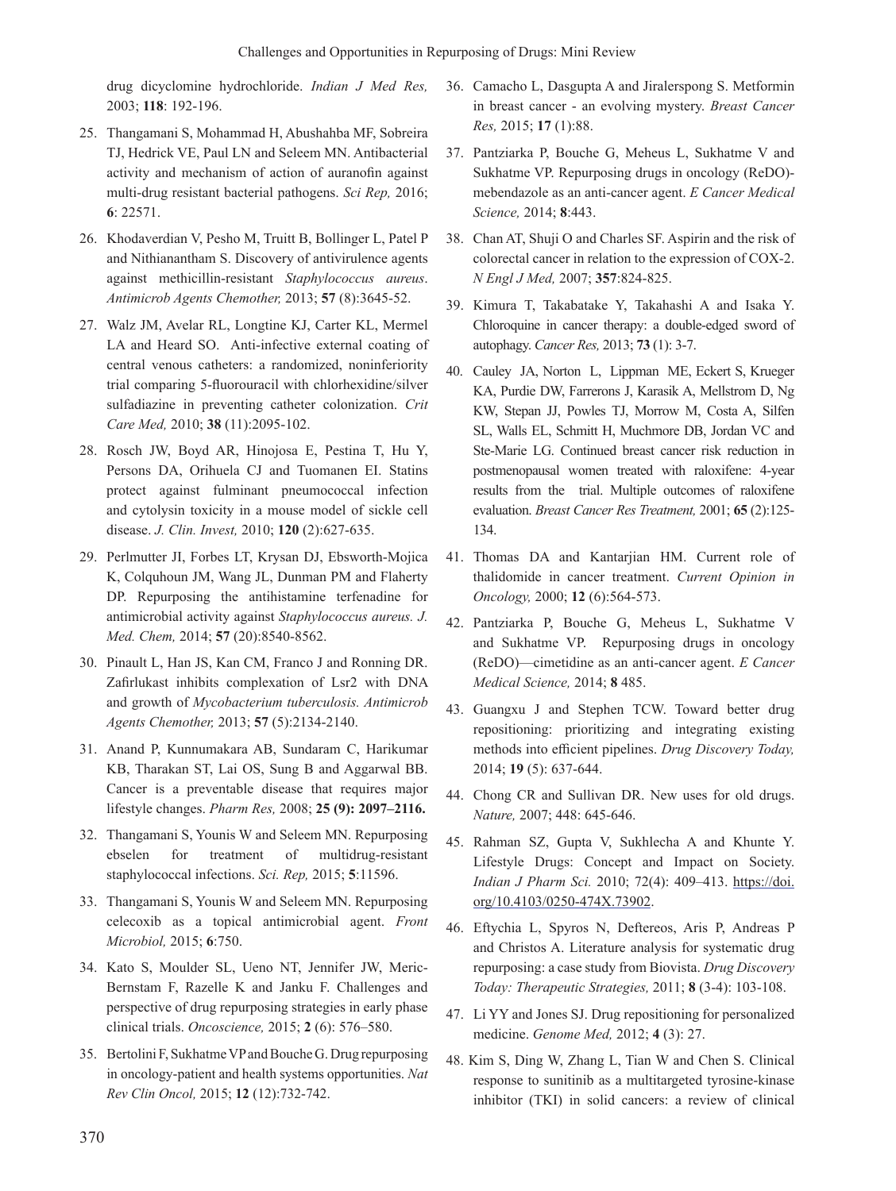drug dicyclomine hydrochloride. *Indian J Med Res,* 2003; **118**: 192-196.

25. Thangamani S, Mohammad H, Abushahba MF, Sobreira TJ, Hedrick VE, Paul LN and Seleem MN. Antibacterial activity and mechanism of action of auranofin against multi-drug resistant bacterial pathogens. *Sci Rep,* 2016; **6**: 22571.

26. Khodaverdian V, Pesho M, Truitt B, Bollinger L, Patel P and Nithianantham S. Discovery of antivirulence agents against methicillin-resistant *Staphylococcus aureus*. *Antimicrob Agents Chemother,* 2013; **57** (8):3645-52.

27. Walz JM, Avelar RL, Longtine KJ, Carter KL, Mermel LA and Heard SO. Anti-infective external coating of central venous catheters: a randomized, noninferiority trial comparing 5-fluorouracil with chlorhexidine/silver sulfadiazine in preventing catheter colonization. *Crit Care Med,* 2010; **38** (11):2095-102.

28. Rosch JW, Boyd AR, Hinojosa E, Pestina T, Hu Y, Persons DA, Orihuela CJ and Tuomanen EI. Statins protect against fulminant pneumococcal infection and cytolysin toxicity in a mouse model of sickle cell disease. *J. Clin. Invest,* 2010; **120** (2):627-635.

29. Perlmutter JI, Forbes LT, Krysan DJ, Ebsworth-Mojica K, Colquhoun JM, Wang JL, Dunman PM and Flaherty DP. Repurposing the antihistamine terfenadine for antimicrobial activity against *Staphylococcus aureus. J. Med. Chem,* 2014; **57** (20):8540-8562.

30. Pinault L, Han JS, Kan CM, Franco J and Ronning DR. Zafirlukast inhibits complexation of Lsr2 with DNA and growth of *Mycobacterium tuberculosis*. *Antimicrob Agents Chemother,* 2013; **57** (5):2134-2140.

31. Anand P, Kunnumakara AB, Sundaram C, Harikumar KB, Tharakan ST, Lai OS, Sung B and Aggarwal BB. Cancer is a preventable disease that requires major lifestyle changes. *Pharm Res,* 2008; **25 (9): 2097–2116.**

32. Thangamani S, Younis W and Seleem MN. Repurposing ebselen for treatment of multidrug-resistant staphylococcal infections. *Sci. Rep,* 2015; **5**:11596.

33. Thangamani S, Younis W and Seleem MN. Repurposing celecoxib as a topical antimicrobial agent. *Front Microbiol,* 2015; **6**:750.

34. Kato S, Moulder SL, Ueno NT, Jennifer JW, Meric-Bernstam F, Razelle K and Janku F. Challenges and perspective of drug repurposing strategies in early phase clinical trials. *Oncoscience,* 2015; **2** (6): 576–580.

35. Bertolini F, Sukhatme VP and Bouche G. Drug repurposing in oncology-patient and health systems opportunities. *Nat Rev Clin Oncol,* 2015; **12** (12):732-742.

36. Camacho L, Dasgupta A and Jiralerspong S. Metformin in breast cancer - an evolving mystery. *Breast Cancer Res,* 2015; **17** (1):88.

37. Pantziarka P, Bouche G, Meheus L, Sukhatme V and Sukhatme VP. Repurposing drugs in oncology (ReDO)-mebendazole as an anti-cancer agent. *E Cancer Medical Science,* 2014; **8**:443.

38. Chan AT, Shuji O and Charles SF. Aspirin and the risk of colorectal cancer in relation to the expression of COX-2. *N Engl J Med,* 2007; **357**:824-825.

39. Kimura T, Takabatake Y, Takahashi A and Isaka Y. Chloroquine in cancer therapy: a double-edged sword of autophagy. *Cancer Res,* 2013; **73** (1): 3-7.

40. Cauley JA, Norton L, Lippman ME, Eckert S, Krueger KA, Purdie DW, Farrerons J, Karasik A, Mellstrom D, Ng KW, Stepan JJ, Powles TJ, Morrow M, Costa A, Silfen SL, Walls EL, Schmitt H, Muchmore DB, Jordan VC and Ste-Marie LG. Continued breast cancer risk reduction in postmenopausal women treated with raloxifene: 4-year results from the trial. Multiple outcomes of raloxifene evaluation. *Breast Cancer Res Treatment,* 2001; **65** (2):125-134.

41. Thomas DA and Kantarjian HM. Current role of thalidomide in cancer treatment. *Current Opinion in Oncology,* 2000; **12** (6):564-573.

42. Pantziarka P, Bouche G, Meheus L, Sukhatme V and Sukhatme VP. Repurposing drugs in oncology (ReDO)—cimetidine as an anti-cancer agent. *E Cancer Medical Science,* 2014; **8** 485.

43. Guangxu J and Stephen TCW. Toward better drug repositioning: prioritizing and integrating existing methods into efficient pipelines. *Drug Discovery Today,* 2014; **19** (5): 637-644.

44. Chong CR and Sullivan DR. New uses for old drugs. *Nature,* 2007; 448: 645-646.

45. Rahman SZ, Gupta V, Sukhlecha A and Khunte Y. Lifestyle Drugs: Concept and Impact on Society. *Indian J Pharm Sci.* 2010; 72(4): 409–413. https://doi.org/10.4103/0250-474X.73902.

46. Eftychia L, Spyros N, Deftereos, Aris P, Andreas P and Christos A. Literature analysis for systematic drug repurposing: a case study from Biovista. *Drug Discovery Today: Therapeutic Strategies,* 2011; **8** (3-4): 103-108.

47. Li YY and Jones SJ. Drug repositioning for personalized medicine. *Genome Med,* 2012; **4** (3): 27.

48. Kim S, Ding W, Zhang L, Tian W and Chen S. Clinical response to sunitinib as a multitargeted tyrosine-kinase inhibitor (TKI) in solid cancers: a review of clinical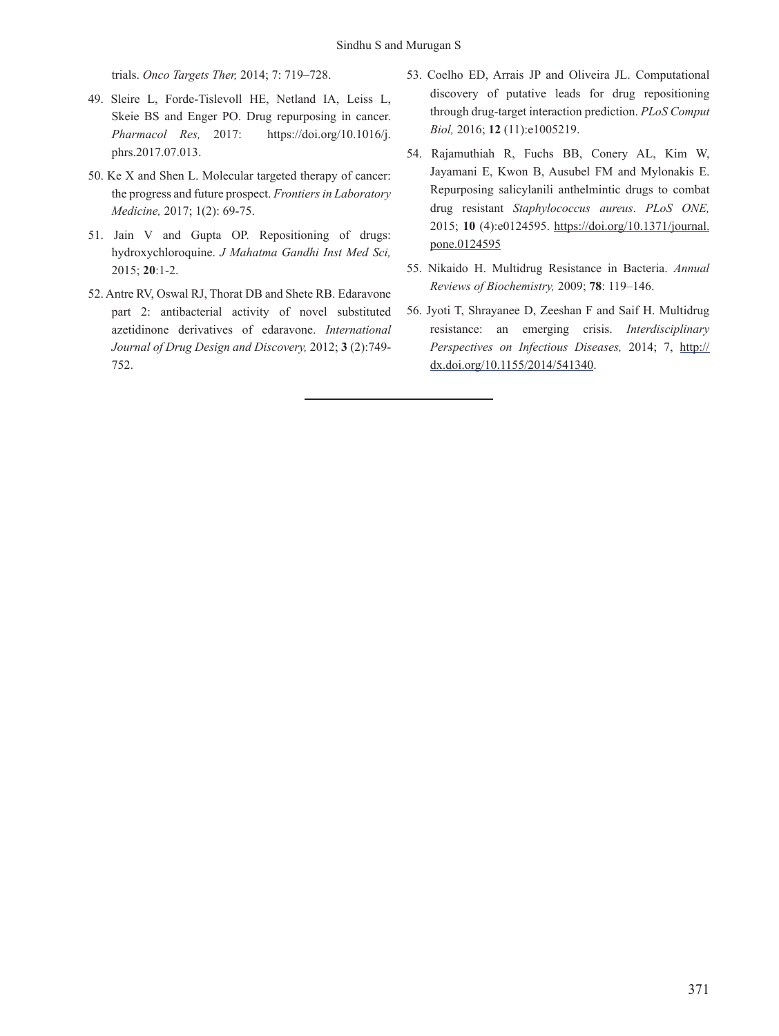trials. *Onco Targets Ther,* 2014; 7: 719–728.

49. Sleire L, Forde-Tislevoll HE, Netland IA, Leiss L, Skeie BS and Enger PO. Drug repurposing in cancer. *Pharmacol Res,* 2017: https://doi.org/10.1016/j.phrs.2017.07.013.

50. Ke X and Shen L. Molecular targeted therapy of cancer: the progress and future prospect. *Frontiers in Laboratory Medicine,* 2017; 1(2): 69-75.

51. Jain V and Gupta OP. Repositioning of drugs: hydroxychloroquine. *J Mahatma Gandhi Inst Med Sci,* 2015; **20**:1-2.

52. Antre RV, Oswal RJ, Thorat DB and Shete RB. Edaravone part 2: antibacterial activity of novel substituted azetidinone derivatives of edaravone. *International Journal of Drug Design and Discovery,* 2012; **3** (2):749-752.

53. Coelho ED, Arrais JP and Oliveira JL. Computational discovery of putative leads for drug repositioning through drug-target interaction prediction. *PLoS Comput Biol,* 2016; **12** (11):e1005219.

54. Rajamuthiah R, Fuchs BB, Conery AL, Kim W, Jayamani E, Kwon B, Ausubel FM and Mylonakis E. Repurposing salicylanili anthelmintic drugs to combat drug resistant *Staphylococcus aureus*. *PLoS ONE,* 2015; **10** (4):e0124595. https://doi.org/10.1371/journal.pone.0124595

55. Nikaido H. Multidrug Resistance in Bacteria. *Annual Reviews of Biochemistry,* 2009; **78**: 119–146.

56. Jyoti T, Shrayanee D, Zeeshan F and Saif H. Multidrug resistance: an emerging crisis. *Interdisciplinary Perspectives on Infectious Diseases,* 2014; 7, http://dx.doi.org/10.1155/2014/541340.